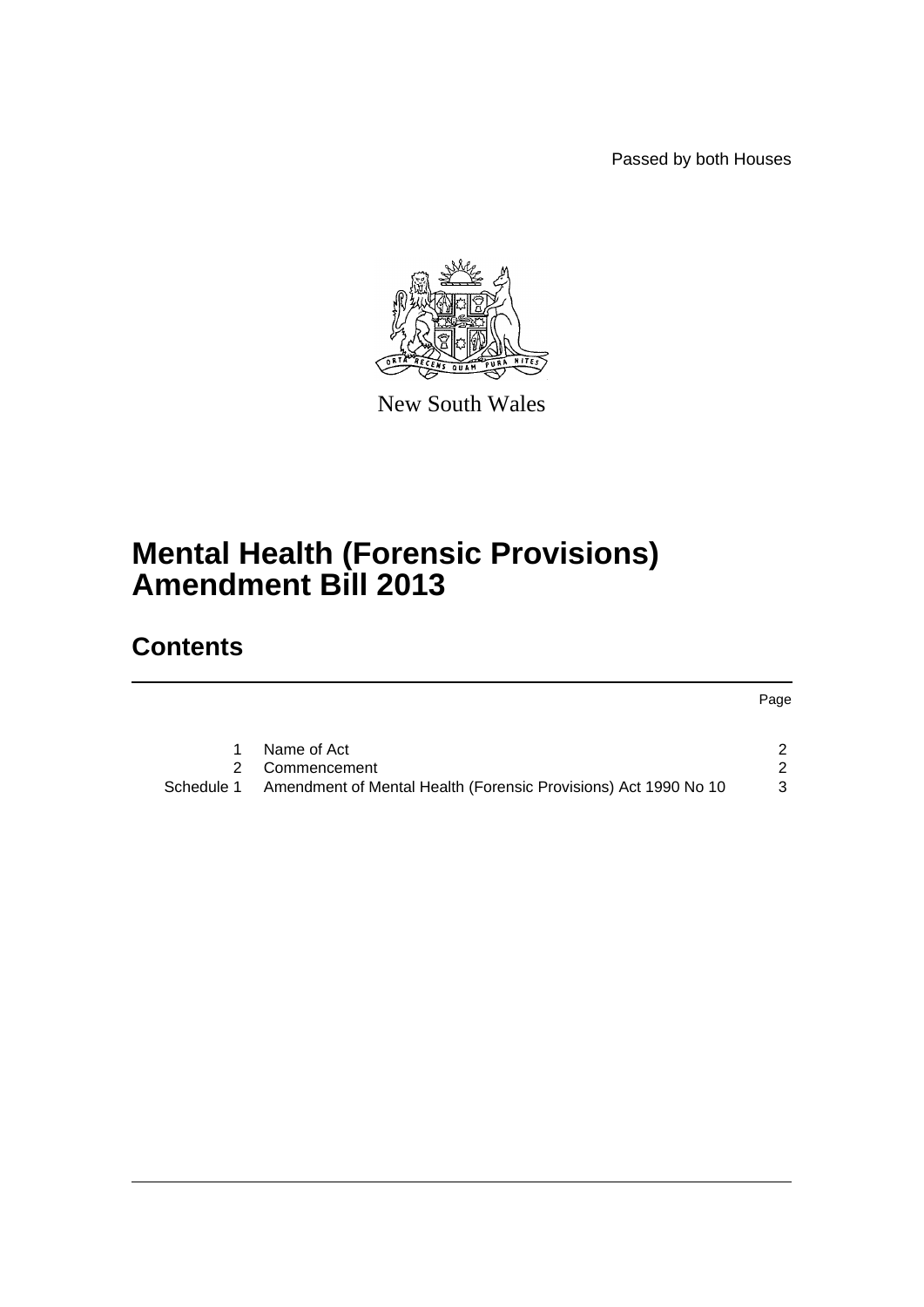Passed by both Houses

New South Wales

# Mental Health (Forensic Provisions) Amendment Bill 2013

## Contents

| | | Page |
|---|---|---|
| 1 | Name of Act | 2 |
| 2 | Commencement | 2 |
| Schedule 1 | Amendment of Mental Health (Forensic Provisions) Act 1990 No 10 | 3 |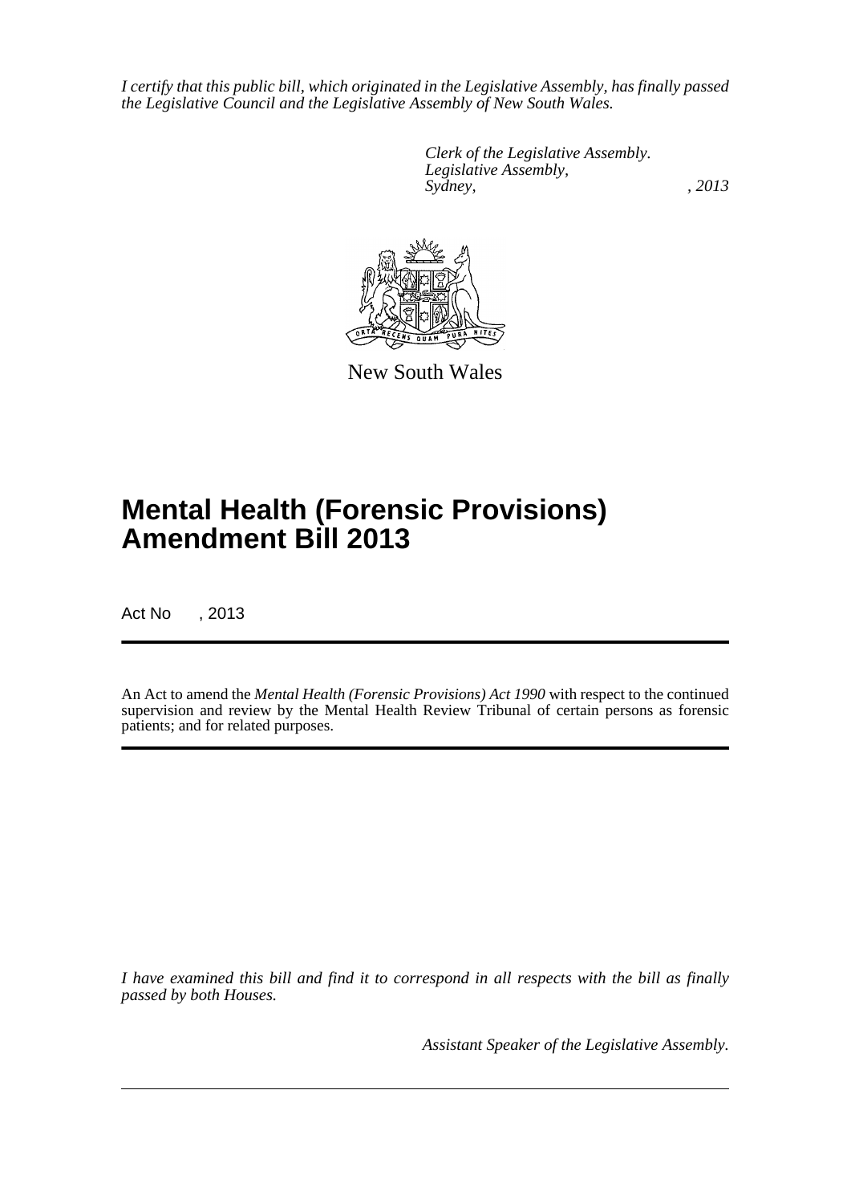*I certify that this public bill, which originated in the Legislative Assembly, has finally passed the Legislative Council and the Legislative Assembly of New South Wales.*

*Clerk of the Legislative Assembly.*
*Legislative Assembly,*
*Sydney, , 2013*

New South Wales

# Mental Health (Forensic Provisions) Amendment Bill 2013

Act No , 2013

An Act to amend the *Mental Health (Forensic Provisions) Act 1990* with respect to the continued supervision and review by the Mental Health Review Tribunal of certain persons as forensic patients; and for related purposes.

*I have examined this bill and find it to correspond in all respects with the bill as finally passed by both Houses.*

*Assistant Speaker of the Legislative Assembly.*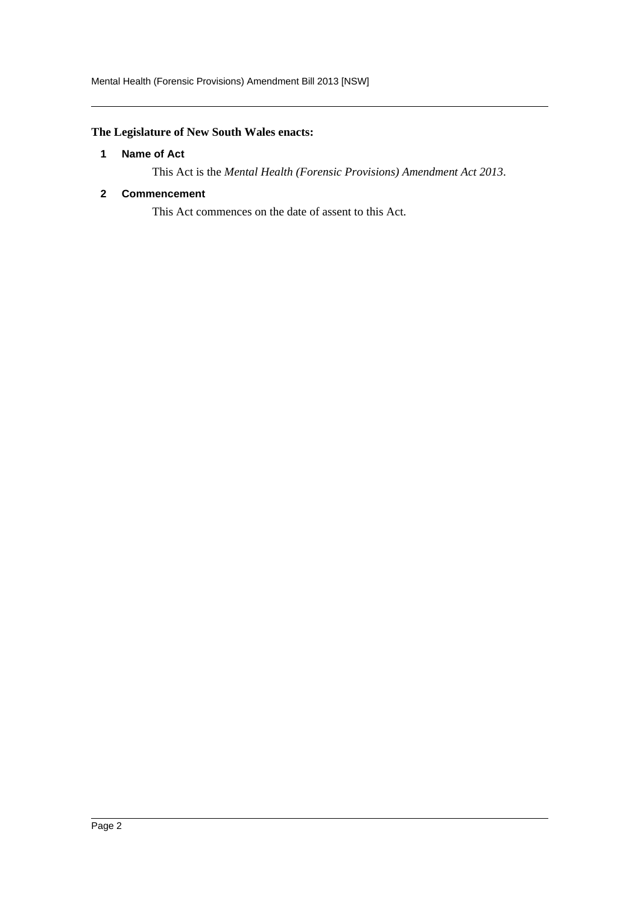**The Legislature of New South Wales enacts:**

## 1 Name of Act

This Act is the *Mental Health (Forensic Provisions) Amendment Act 2013*.

## 2 Commencement

This Act commences on the date of assent to this Act.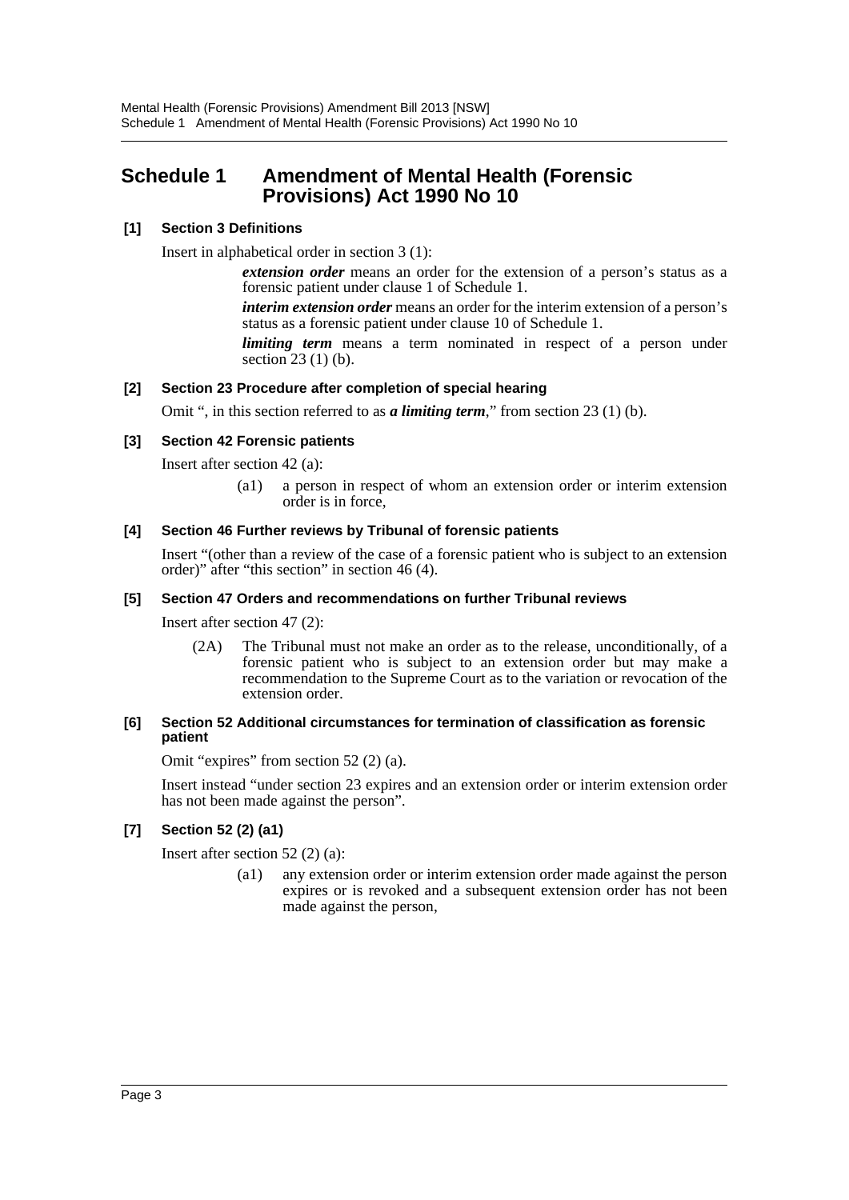# Schedule 1 Amendment of Mental Health (Forensic Provisions) Act 1990 No 10

**[1] Section 3 Definitions**

Insert in alphabetical order in section 3 (1):

> ***extension order*** means an order for the extension of a person's status as a forensic patient under clause 1 of Schedule 1.
>
> ***interim extension order*** means an order for the interim extension of a person's status as a forensic patient under clause 10 of Schedule 1.
>
> ***limiting term*** means a term nominated in respect of a person under section 23 (1) (b).

**[2] Section 23 Procedure after completion of special hearing**

Omit ", in this section referred to as ***a limiting term***," from section 23 (1) (b).

**[3] Section 42 Forensic patients**

Insert after section 42 (a):

> (a1) a person in respect of whom an extension order or interim extension order is in force,

**[4] Section 46 Further reviews by Tribunal of forensic patients**

Insert "(other than a review of the case of a forensic patient who is subject to an extension order)" after "this section" in section 46 (4).

**[5] Section 47 Orders and recommendations on further Tribunal reviews**

Insert after section 47 (2):

> (2A) The Tribunal must not make an order as to the release, unconditionally, of a forensic patient who is subject to an extension order but may make a recommendation to the Supreme Court as to the variation or revocation of the extension order.

**[6] Section 52 Additional circumstances for termination of classification as forensic patient**

Omit "expires" from section 52 (2) (a).

Insert instead "under section 23 expires and an extension order or interim extension order has not been made against the person".

**[7] Section 52 (2) (a1)**

Insert after section 52 (2) (a):

> (a1) any extension order or interim extension order made against the person expires or is revoked and a subsequent extension order has not been made against the person,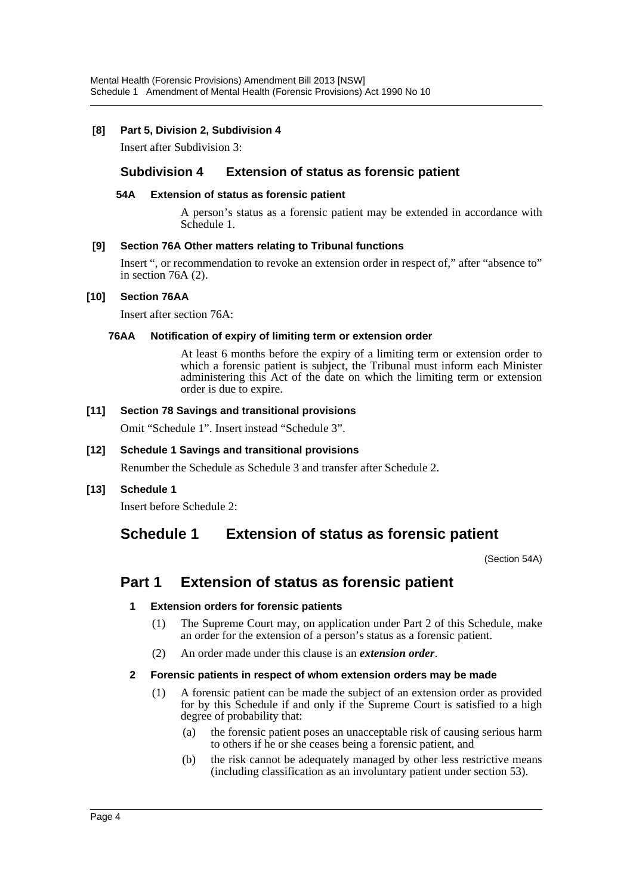**[8] Part 5, Division 2, Subdivision 4**

Insert after Subdivision 3:

## Subdivision 4 Extension of status as forensic patient

**54A Extension of status as forensic patient**

A person's status as a forensic patient may be extended in accordance with Schedule 1.

**[9] Section 76A Other matters relating to Tribunal functions**

Insert ", or recommendation to revoke an extension order in respect of," after "absence to" in section 76A (2).

**[10] Section 76AA**

Insert after section 76A:

**76AA Notification of expiry of limiting term or extension order**

At least 6 months before the expiry of a limiting term or extension order to which a forensic patient is subject, the Tribunal must inform each Minister administering this Act of the date on which the limiting term or extension order is due to expire.

**[11] Section 78 Savings and transitional provisions**

Omit "Schedule 1". Insert instead "Schedule 3".

**[12] Schedule 1 Savings and transitional provisions**

Renumber the Schedule as Schedule 3 and transfer after Schedule 2.

**[13] Schedule 1**

Insert before Schedule 2:

# Schedule 1 Extension of status as forensic patient

(Section 54A)

## Part 1 Extension of status as forensic patient

**1 Extension orders for forensic patients**

(1) The Supreme Court may, on application under Part 2 of this Schedule, make an order for the extension of a person's status as a forensic patient.

(2) An order made under this clause is an ***extension order***.

**2 Forensic patients in respect of whom extension orders may be made**

(1) A forensic patient can be made the subject of an extension order as provided for by this Schedule if and only if the Supreme Court is satisfied to a high degree of probability that:

(a) the forensic patient poses an unacceptable risk of causing serious harm to others if he or she ceases being a forensic patient, and

(b) the risk cannot be adequately managed by other less restrictive means (including classification as an involuntary patient under section 53).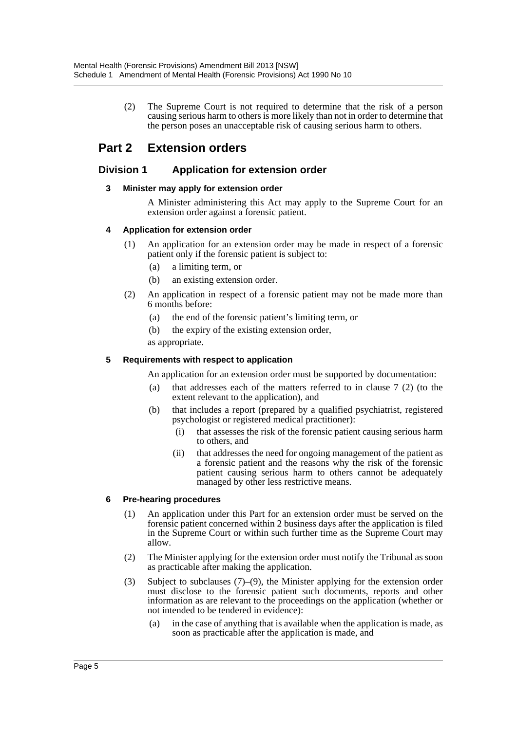(2) The Supreme Court is not required to determine that the risk of a person causing serious harm to others is more likely than not in order to determine that the person poses an unacceptable risk of causing serious harm to others.

## Part 2 Extension orders

### Division 1 Application for extension order

#### 3 Minister may apply for extension order

A Minister administering this Act may apply to the Supreme Court for an extension order against a forensic patient.

#### 4 Application for extension order

(1) An application for an extension order may be made in respect of a forensic patient only if the forensic patient is subject to:

- (a) a limiting term, or
- (b) an existing extension order.

(2) An application in respect of a forensic patient may not be made more than 6 months before:

- (a) the end of the forensic patient's limiting term, or
- (b) the expiry of the existing extension order,

as appropriate.

#### 5 Requirements with respect to application

An application for an extension order must be supported by documentation:

- (a) that addresses each of the matters referred to in clause 7 (2) (to the extent relevant to the application), and
- (b) that includes a report (prepared by a qualified psychiatrist, registered psychologist or registered medical practitioner):
  - (i) that assesses the risk of the forensic patient causing serious harm to others, and
  - (ii) that addresses the need for ongoing management of the patient as a forensic patient and the reasons why the risk of the forensic patient causing serious harm to others cannot be adequately managed by other less restrictive means.

#### 6 Pre-hearing procedures

(1) An application under this Part for an extension order must be served on the forensic patient concerned within 2 business days after the application is filed in the Supreme Court or within such further time as the Supreme Court may allow.

(2) The Minister applying for the extension order must notify the Tribunal as soon as practicable after making the application.

(3) Subject to subclauses (7)–(9), the Minister applying for the extension order must disclose to the forensic patient such documents, reports and other information as are relevant to the proceedings on the application (whether or not intended to be tendered in evidence):

- (a) in the case of anything that is available when the application is made, as soon as practicable after the application is made, and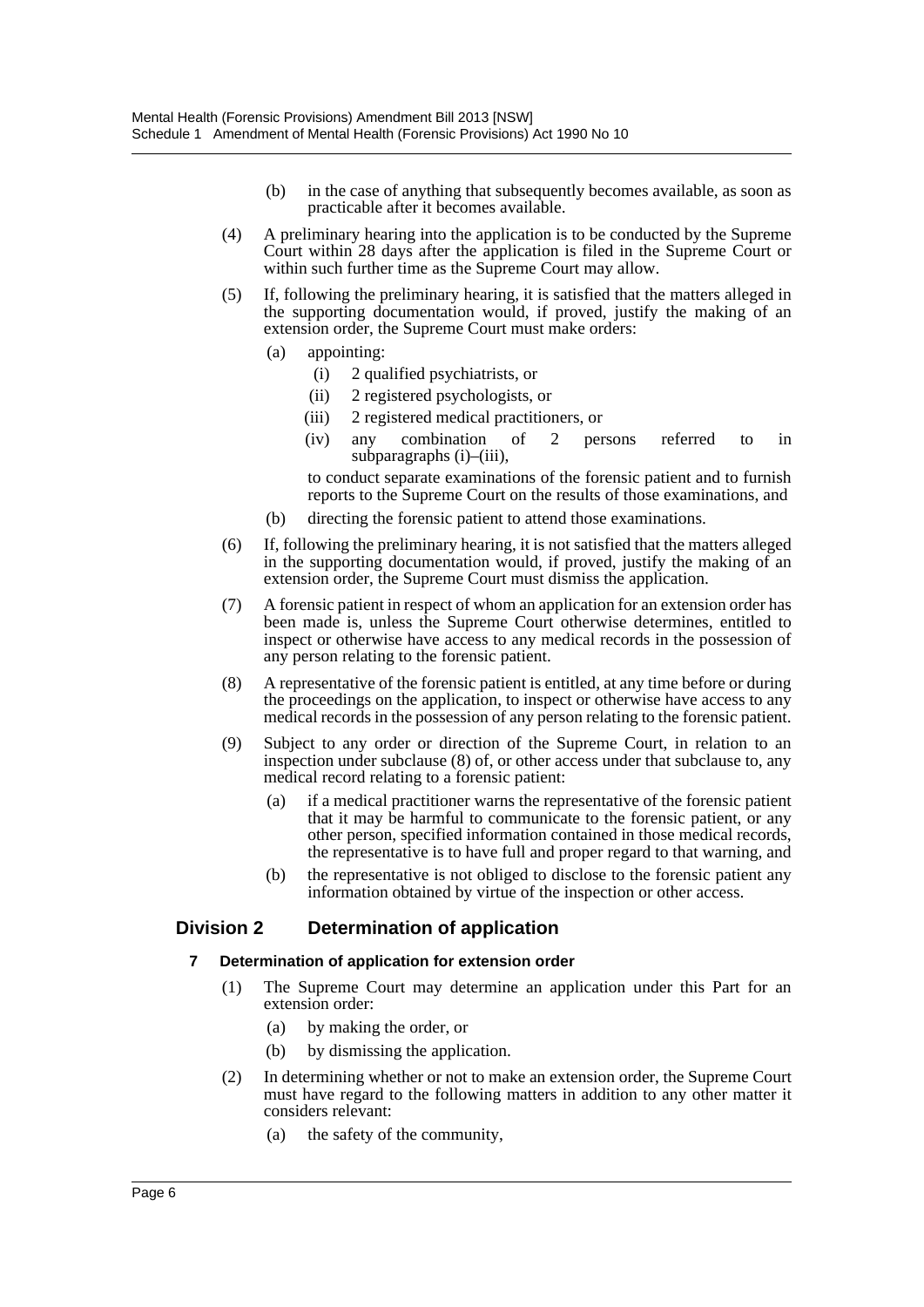(b) in the case of anything that subsequently becomes available, as soon as practicable after it becomes available.

(4) A preliminary hearing into the application is to be conducted by the Supreme Court within 28 days after the application is filed in the Supreme Court or within such further time as the Supreme Court may allow.

(5) If, following the preliminary hearing, it is satisfied that the matters alleged in the supporting documentation would, if proved, justify the making of an extension order, the Supreme Court must make orders:

(a) appointing:

(i) 2 qualified psychiatrists, or

(ii) 2 registered psychologists, or

(iii) 2 registered medical practitioners, or

(iv) any combination of 2 persons referred to in subparagraphs (i)–(iii),

to conduct separate examinations of the forensic patient and to furnish reports to the Supreme Court on the results of those examinations, and

(b) directing the forensic patient to attend those examinations.

(6) If, following the preliminary hearing, it is not satisfied that the matters alleged in the supporting documentation would, if proved, justify the making of an extension order, the Supreme Court must dismiss the application.

(7) A forensic patient in respect of whom an application for an extension order has been made is, unless the Supreme Court otherwise determines, entitled to inspect or otherwise have access to any medical records in the possession of any person relating to the forensic patient.

(8) A representative of the forensic patient is entitled, at any time before or during the proceedings on the application, to inspect or otherwise have access to any medical records in the possession of any person relating to the forensic patient.

(9) Subject to any order or direction of the Supreme Court, in relation to an inspection under subclause (8) of, or other access under that subclause to, any medical record relating to a forensic patient:

(a) if a medical practitioner warns the representative of the forensic patient that it may be harmful to communicate to the forensic patient, or any other person, specified information contained in those medical records, the representative is to have full and proper regard to that warning, and

(b) the representative is not obliged to disclose to the forensic patient any information obtained by virtue of the inspection or other access.

## Division 2 Determination of application

### 7 Determination of application for extension order

(1) The Supreme Court may determine an application under this Part for an extension order:

(a) by making the order, or

(b) by dismissing the application.

(2) In determining whether or not to make an extension order, the Supreme Court must have regard to the following matters in addition to any other matter it considers relevant:

(a) the safety of the community,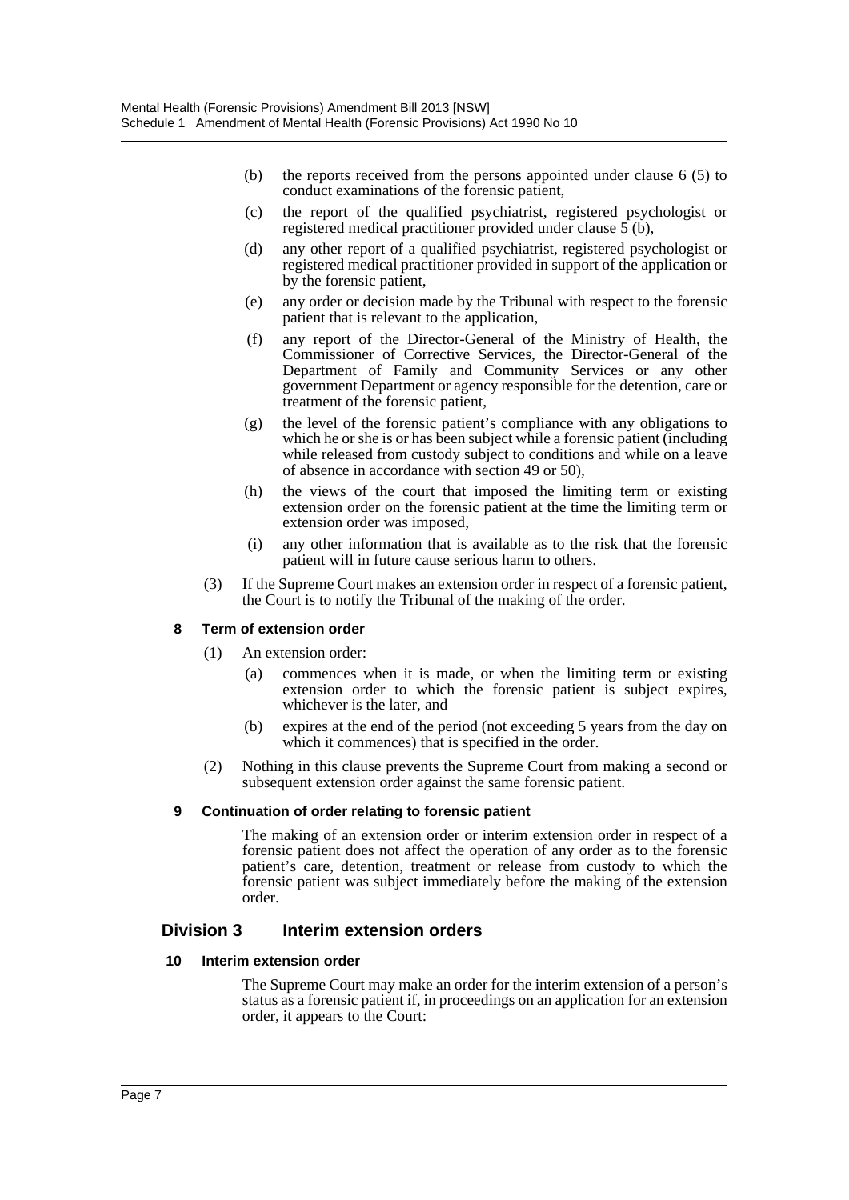(b) the reports received from the persons appointed under clause 6 (5) to conduct examinations of the forensic patient,

(c) the report of the qualified psychiatrist, registered psychologist or registered medical practitioner provided under clause 5 (b),

(d) any other report of a qualified psychiatrist, registered psychologist or registered medical practitioner provided in support of the application or by the forensic patient,

(e) any order or decision made by the Tribunal with respect to the forensic patient that is relevant to the application,

(f) any report of the Director-General of the Ministry of Health, the Commissioner of Corrective Services, the Director-General of the Department of Family and Community Services or any other government Department or agency responsible for the detention, care or treatment of the forensic patient,

(g) the level of the forensic patient's compliance with any obligations to which he or she is or has been subject while a forensic patient (including while released from custody subject to conditions and while on a leave of absence in accordance with section 49 or 50),

(h) the views of the court that imposed the limiting term or existing extension order on the forensic patient at the time the limiting term or extension order was imposed,

(i) any other information that is available as to the risk that the forensic patient will in future cause serious harm to others.

(3) If the Supreme Court makes an extension order in respect of a forensic patient, the Court is to notify the Tribunal of the making of the order.

**8 Term of extension order**

(1) An extension order:

(a) commences when it is made, or when the limiting term or existing extension order to which the forensic patient is subject expires, whichever is the later, and

(b) expires at the end of the period (not exceeding 5 years from the day on which it commences) that is specified in the order.

(2) Nothing in this clause prevents the Supreme Court from making a second or subsequent extension order against the same forensic patient.

**9 Continuation of order relating to forensic patient**

The making of an extension order or interim extension order in respect of a forensic patient does not affect the operation of any order as to the forensic patient's care, detention, treatment or release from custody to which the forensic patient was subject immediately before the making of the extension order.

## Division 3 Interim extension orders

**10 Interim extension order**

The Supreme Court may make an order for the interim extension of a person's status as a forensic patient if, in proceedings on an application for an extension order, it appears to the Court: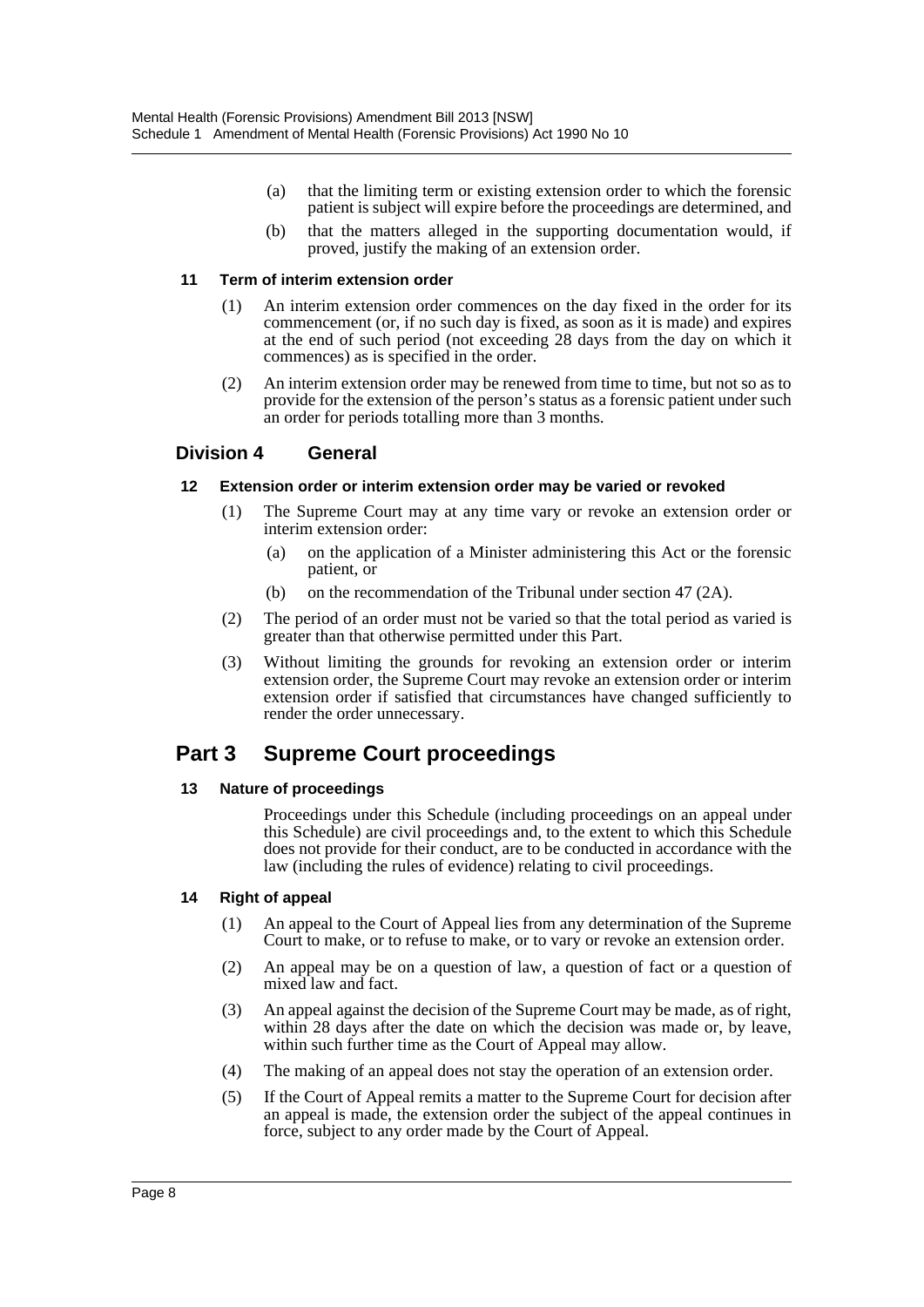(a) that the limiting term or existing extension order to which the forensic patient is subject will expire before the proceedings are determined, and

(b) that the matters alleged in the supporting documentation would, if proved, justify the making of an extension order.

**11 Term of interim extension order**

(1) An interim extension order commences on the day fixed in the order for its commencement (or, if no such day is fixed, as soon as it is made) and expires at the end of such period (not exceeding 28 days from the day on which it commences) as is specified in the order.

(2) An interim extension order may be renewed from time to time, but not so as to provide for the extension of the person's status as a forensic patient under such an order for periods totalling more than 3 months.

## Division 4 General

**12 Extension order or interim extension order may be varied or revoked**

(1) The Supreme Court may at any time vary or revoke an extension order or interim extension order:

(a) on the application of a Minister administering this Act or the forensic patient, or

(b) on the recommendation of the Tribunal under section 47 (2A).

(2) The period of an order must not be varied so that the total period as varied is greater than that otherwise permitted under this Part.

(3) Without limiting the grounds for revoking an extension order or interim extension order, the Supreme Court may revoke an extension order or interim extension order if satisfied that circumstances have changed sufficiently to render the order unnecessary.

# Part 3 Supreme Court proceedings

**13 Nature of proceedings**

Proceedings under this Schedule (including proceedings on an appeal under this Schedule) are civil proceedings and, to the extent to which this Schedule does not provide for their conduct, are to be conducted in accordance with the law (including the rules of evidence) relating to civil proceedings.

**14 Right of appeal**

(1) An appeal to the Court of Appeal lies from any determination of the Supreme Court to make, or to refuse to make, or to vary or revoke an extension order.

(2) An appeal may be on a question of law, a question of fact or a question of mixed law and fact.

(3) An appeal against the decision of the Supreme Court may be made, as of right, within 28 days after the date on which the decision was made or, by leave, within such further time as the Court of Appeal may allow.

(4) The making of an appeal does not stay the operation of an extension order.

(5) If the Court of Appeal remits a matter to the Supreme Court for decision after an appeal is made, the extension order the subject of the appeal continues in force, subject to any order made by the Court of Appeal.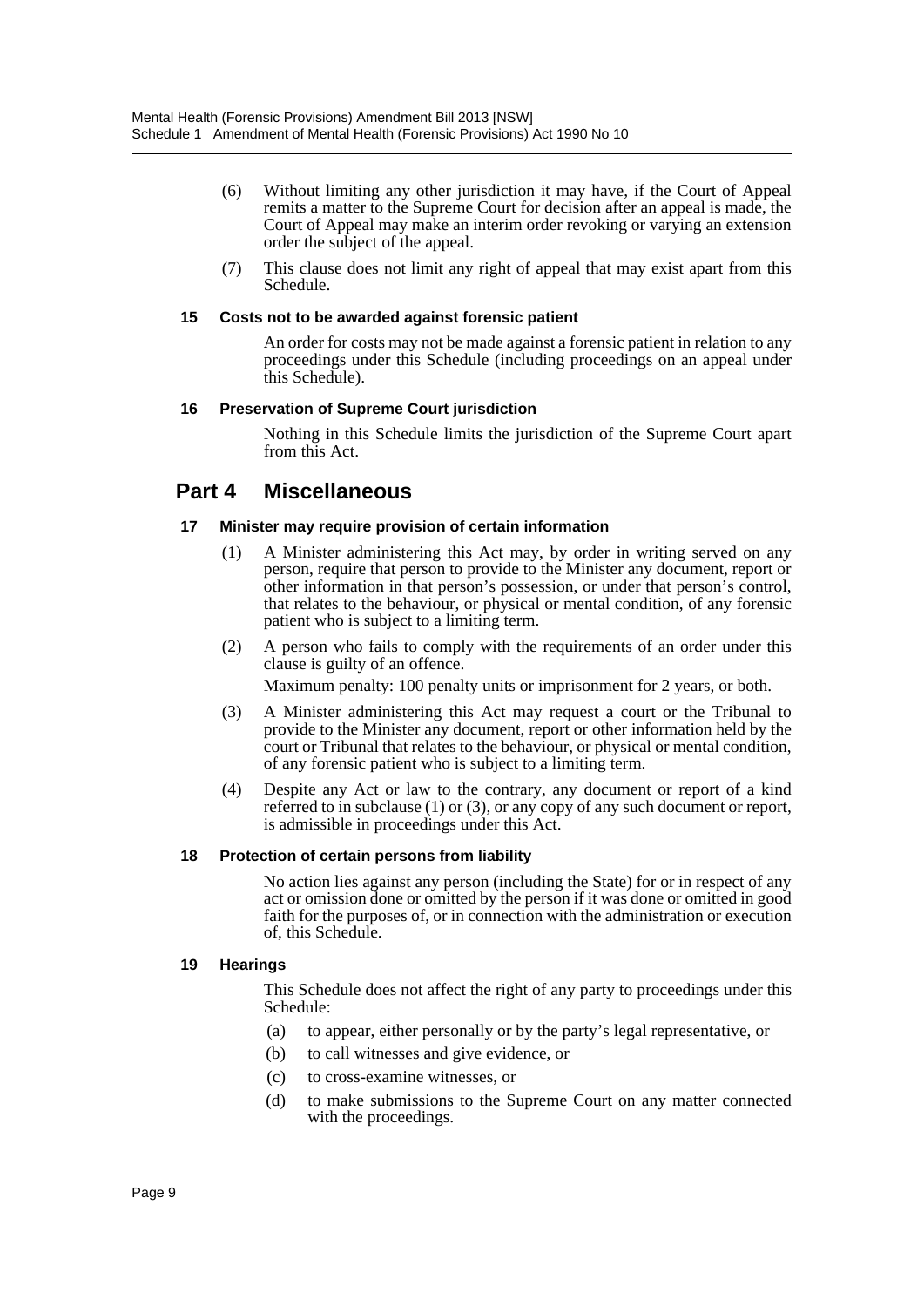(6) Without limiting any other jurisdiction it may have, if the Court of Appeal remits a matter to the Supreme Court for decision after an appeal is made, the Court of Appeal may make an interim order revoking or varying an extension order the subject of the appeal.

(7) This clause does not limit any right of appeal that may exist apart from this Schedule.

#### 15 Costs not to be awarded against forensic patient

An order for costs may not be made against a forensic patient in relation to any proceedings under this Schedule (including proceedings on an appeal under this Schedule).

#### 16 Preservation of Supreme Court jurisdiction

Nothing in this Schedule limits the jurisdiction of the Supreme Court apart from this Act.

## Part 4 Miscellaneous

#### 17 Minister may require provision of certain information

(1) A Minister administering this Act may, by order in writing served on any person, require that person to provide to the Minister any document, report or other information in that person's possession, or under that person's control, that relates to the behaviour, or physical or mental condition, of any forensic patient who is subject to a limiting term.

(2) A person who fails to comply with the requirements of an order under this clause is guilty of an offence.

Maximum penalty: 100 penalty units or imprisonment for 2 years, or both.

(3) A Minister administering this Act may request a court or the Tribunal to provide to the Minister any document, report or other information held by the court or Tribunal that relates to the behaviour, or physical or mental condition, of any forensic patient who is subject to a limiting term.

(4) Despite any Act or law to the contrary, any document or report of a kind referred to in subclause (1) or (3), or any copy of any such document or report, is admissible in proceedings under this Act.

#### 18 Protection of certain persons from liability

No action lies against any person (including the State) for or in respect of any act or omission done or omitted by the person if it was done or omitted in good faith for the purposes of, or in connection with the administration or execution of, this Schedule.

#### 19 Hearings

This Schedule does not affect the right of any party to proceedings under this Schedule:

(a) to appear, either personally or by the party's legal representative, or

(b) to call witnesses and give evidence, or

(c) to cross-examine witnesses, or

(d) to make submissions to the Supreme Court on any matter connected with the proceedings.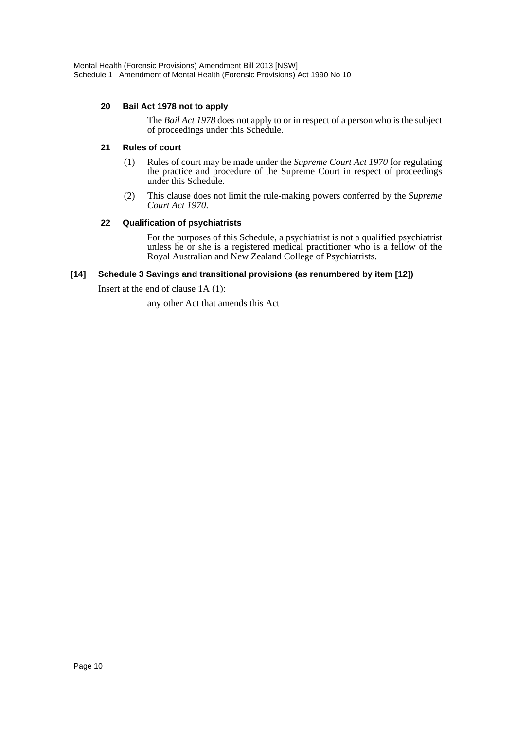#### 20 Bail Act 1978 not to apply

The *Bail Act 1978* does not apply to or in respect of a person who is the subject of proceedings under this Schedule.

#### 21 Rules of court

(1) Rules of court may be made under the *Supreme Court Act 1970* for regulating the practice and procedure of the Supreme Court in respect of proceedings under this Schedule.

(2) This clause does not limit the rule-making powers conferred by the *Supreme Court Act 1970*.

#### 22 Qualification of psychiatrists

For the purposes of this Schedule, a psychiatrist is not a qualified psychiatrist unless he or she is a registered medical practitioner who is a fellow of the Royal Australian and New Zealand College of Psychiatrists.

### [14] Schedule 3 Savings and transitional provisions (as renumbered by item [12])

Insert at the end of clause 1A (1):

any other Act that amends this Act